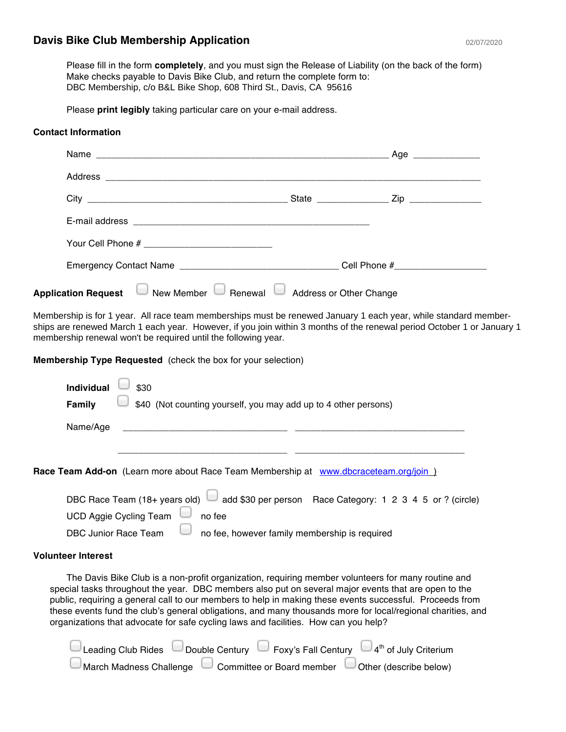# Davis Bike Club Membership Application

02/07/2020

Please fill in the form **completely**, and you must sign the Release of Liability (on the back of the form)
Make checks payable to Davis Bike Club, and return the complete form to:
DBC Membership, c/o B&L Bike Shop, 608 Third St., Davis, CA 95616

Please **print legibly** taking particular care on your e-mail address.

**Contact Information**

Name ____________________________________________________ Age ____________

Address ___________________________________________________________________

City ____________________________________ State _____________ Zip _____________

E-mail address ___________________________________________

Your Cell Phone # _______________________

Emergency Contact Name _____________________________ Cell Phone #________________

**Application Request** ☐ New Member ☐ Renewal ☐ Address or Other Change

Membership is for 1 year. All race team memberships must be renewed January 1 each year, while standard memberships are renewed March 1 each year. However, if you join within 3 months of the renewal period October 1 or January 1 membership renewal won't be required until the following year.

**Membership Type Requested** (check the box for your selection)

**Individual** ☐ $30

**Family** ☐ $40 (Not counting yourself, you may add up to 4 other persons)

Name/Age ______________________________ ______________________________

______________________________ ______________________________

**Race Team Add-on** (Learn more about Race Team Membership at www.dbcraceteam.org/join )

DBC Race Team (18+ years old) ☐ add $30 per person Race Category: 1 2 3 4 5 or ? (circle)

UCD Aggie Cycling Team ☐ no fee

DBC Junior Race Team ☐ no fee, however family membership is required

**Volunteer Interest**

The Davis Bike Club is a non-profit organization, requiring member volunteers for many routine and special tasks throughout the year. DBC members also put on several major events that are open to the public, requiring a general call to our members to help in making these events successful. Proceeds from these events fund the club's general obligations, and many thousands more for local/regional charities, and organizations that advocate for safe cycling laws and facilities. How can you help?

☐ Leading Club Rides ☐ Double Century ☐ Foxy's Fall Century ☐ 4th of July Criterium

☐ March Madness Challenge ☐ Committee or Board member ☐ Other (describe below)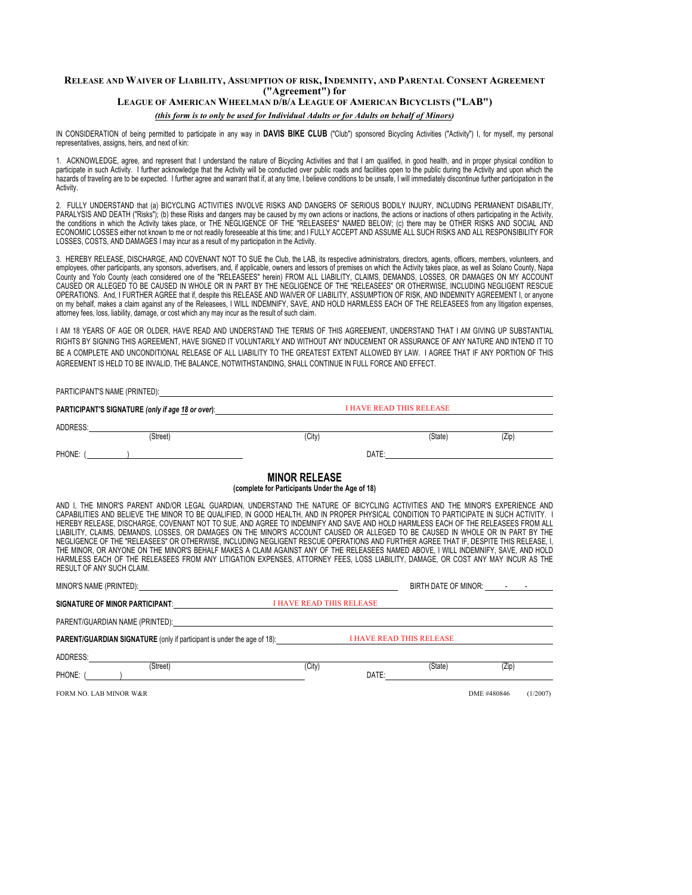**RELEASE AND WAIVER OF LIABILITY, ASSUMPTION OF RISK, INDEMNITY, AND PARENTAL CONSENT AGREEMENT ("Agreement") for**

**LEAGUE OF AMERICAN WHEELMAN D/B/A LEAGUE OF AMERICAN BICYCLISTS ("LAB")**

***(this form is to only be used for Individual Adults or for Adults on behalf of Minors)***

IN CONSIDERATION of being permitted to participate in any way in **DAVIS BIKE CLUB** ("Club") sponsored Bicycling Activities ("Activity") I, for myself, my personal representatives, assigns, heirs, and next of kin:

1. ACKNOWLEDGE, agree, and represent that I understand the nature of Bicycling Activities and that I am qualified, in good health, and in proper physical condition to participate in such Activity. I further acknowledge that the Activity will be conducted over public roads and facilities open to the public during the Activity and upon which the hazards of traveling are to be expected. I further agree and warrant that if, at any time, I believe conditions to be unsafe, I will immediately discontinue further participation in the Activity.

2. FULLY UNDERSTAND that (a) BICYCLING ACTIVITIES INVOLVE RISKS AND DANGERS OF SERIOUS BODILY INJURY, INCLUDING PERMANENT DISABILITY, PARALYSIS AND DEATH ("Risks"); (b) these Risks and dangers may be caused by my own actions or inactions, the actions or inactions of others participating in the Activity, the conditions in which the Activity takes place, or THE NEGLIGENCE OF THE "RELEASEES" NAMED BELOW; (c) there may be OTHER RISKS AND SOCIAL AND ECONOMIC LOSSES either not known to me or not readily foreseeable at this time; and I FULLY ACCEPT AND ASSUME ALL SUCH RISKS AND ALL RESPONSIBILITY FOR LOSSES, COSTS, AND DAMAGES I may incur as a result of my participation in the Activity.

3. HEREBY RELEASE, DISCHARGE, AND COVENANT NOT TO SUE the Club, the LAB, its respective administrators, directors, agents, officers, members, volunteers, and employees, other participants, any sponsors, advertisers, and, if applicable, owners and lessors of premises on which the Activity takes place, as well as Solano County, Napa County and Yolo County (each considered one of the "RELEASEES" herein) FROM ALL LIABILITY, CLAIMS, DEMANDS, LOSSES, OR DAMAGES ON MY ACCOUNT CAUSED OR ALLEGED TO BE CAUSED IN WHOLE OR IN PART BY THE NEGLIGENCE OF THE "RELEASEES" OR OTHERWISE, INCLUDING NEGLIGENT RESCUE OPERATIONS. And, I FURTHER AGREE that if, despite this RELEASE AND WAIVER OF LIABILITY, ASSUMPTION OF RISK, AND INDEMNITY AGREEMENT I, or anyone on my behalf, makes a claim against any of the Releasees, I WILL INDEMNIFY, SAVE, AND HOLD HARMLESS EACH OF THE RELEASEES from any litigation expenses, attorney fees, loss, liability, damage, or cost which any may incur as the result of such claim.

I AM 18 YEARS OF AGE OR OLDER, HAVE READ AND UNDERSTAND THE TERMS OF THIS AGREEMENT, UNDERSTAND THAT I AM GIVING UP SUBSTANTIAL RIGHTS BY SIGNING THIS AGREEMENT, HAVE SIGNED IT VOLUNTARILY AND WITHOUT ANY INDUCEMENT OR ASSURANCE OF ANY NATURE AND INTEND IT TO BE A COMPLETE AND UNCONDITIONAL RELEASE OF ALL LIABILITY TO THE GREATEST EXTENT ALLOWED BY LAW. I AGREE THAT IF ANY PORTION OF THIS AGREEMENT IS HELD TO BE INVALID, THE BALANCE, NOTWITHSTANDING, SHALL CONTINUE IN FULL FORCE AND EFFECT.

PARTICIPANT'S NAME (PRINTED): ______________________________

**PARTICIPANT'S SIGNATURE *(only if age 18 or over)*:** I HAVE READ THIS RELEASE

ADDRESS: ______________________________
(Street) (City) (State) (Zip)

PHONE: ( ) ______________________ DATE: ______________________

## MINOR RELEASE

**(complete for Participants Under the Age of 18)**

AND I, THE MINOR'S PARENT AND/OR LEGAL GUARDIAN, UNDERSTAND THE NATURE OF BICYCLING ACTIVITIES AND THE MINOR'S EXPERIENCE AND CAPABILITIES AND BELIEVE THE MINOR TO BE QUALIFIED, IN GOOD HEALTH, AND IN PROPER PHYSICAL CONDITION TO PARTICIPATE IN SUCH ACTIVITY. I HEREBY RELEASE, DISCHARGE, COVENANT NOT TO SUE, AND AGREE TO INDEMNIFY AND SAVE AND HOLD HARMLESS EACH OF THE RELEASEES FROM ALL LIABILITY, CLAIMS, DEMANDS, LOSSES, OR DAMAGES ON THE MINOR'S ACCOUNT CAUSED OR ALLEGED TO BE CAUSED IN WHOLE OR IN PART BY THE NEGLIGENCE OF THE "RELEASEES" OR OTHERWISE, INCLUDING NEGLIGENT RESCUE OPERATIONS AND FURTHER AGREE THAT IF, DESPITE THIS RELEASE, I, THE MINOR, OR ANYONE ON THE MINOR'S BEHALF MAKES A CLAIM AGAINST ANY OF THE RELEASEES NAMED ABOVE, I WILL INDEMNIFY, SAVE, AND HOLD HARMLESS EACH OF THE RELEASEES FROM ANY LITIGATION EXPENSES, ATTORNEY FEES, LOSS LIABILITY, DAMAGE, OR COST ANY MAY INCUR AS THE RESULT OF ANY SUCH CLAIM.

MINOR'S NAME (PRINTED): ______________________ BIRTH DATE OF MINOR: \_\_\_-\_\_\_-\_\_\_

**SIGNATURE OF MINOR PARTICIPANT:** I HAVE READ THIS RELEASE

PARENT/GUARDIAN NAME (PRINTED): ______________________________

**PARENT/GUARDIAN SIGNATURE** (only if participant is under the age of 18): I HAVE READ THIS RELEASE

ADDRESS: ______________________________
(Street) (City) (State) (Zip)

PHONE: ( ) ______________________ DATE: ______________________

FORM NO. LAB MINOR W&R DME #480846 (1/2007)